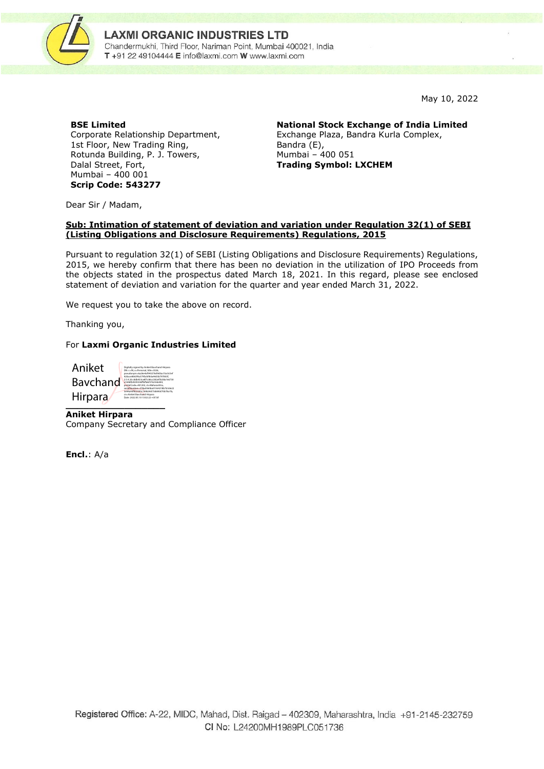**LAXMI ORGANIC INDUSTRIES LTD**
Chandermukhi, Third Floor, Nariman Point, Mumbai 400021, India
**T** +91 22 49104444 **E** info@laxmi.com **W** www.laxmi.com

May 10, 2022

**BSE Limited**
Corporate Relationship Department,
1st Floor, New Trading Ring,
Rotunda Building, P. J. Towers,
Dalal Street, Fort,
Mumbai – 400 001
**Scrip Code: 543277**

**National Stock Exchange of India Limited**
Exchange Plaza, Bandra Kurla Complex,
Bandra (E),
Mumbai – 400 051
**Trading Symbol: LXCHEM**

Dear Sir / Madam,

**Sub: Intimation of statement of deviation and variation under Regulation 32(1) of SEBI (Listing Obligations and Disclosure Requirements) Regulations, 2015**

Pursuant to regulation 32(1) of SEBI (Listing Obligations and Disclosure Requirements) Regulations, 2015, we hereby confirm that there has been no deviation in the utilization of IPO Proceeds from the objects stated in the prospectus dated March 18, 2021. In this regard, please see enclosed statement of deviation and variation for the quarter and year ended March 31, 2022.

We request you to take the above on record.

Thanking you,

For **Laxmi Organic Industries Limited**

Aniket Bavchand Hirpara

**Aniket Hirpara**
Company Secretary and Compliance Officer

**Encl.**: A/a

Registered Office: A-22, MIDC, Mahad, Dist. Raigad – 402309, Maharashtra, India +91-2145-232759
CI No: L24200MH1989PLC051736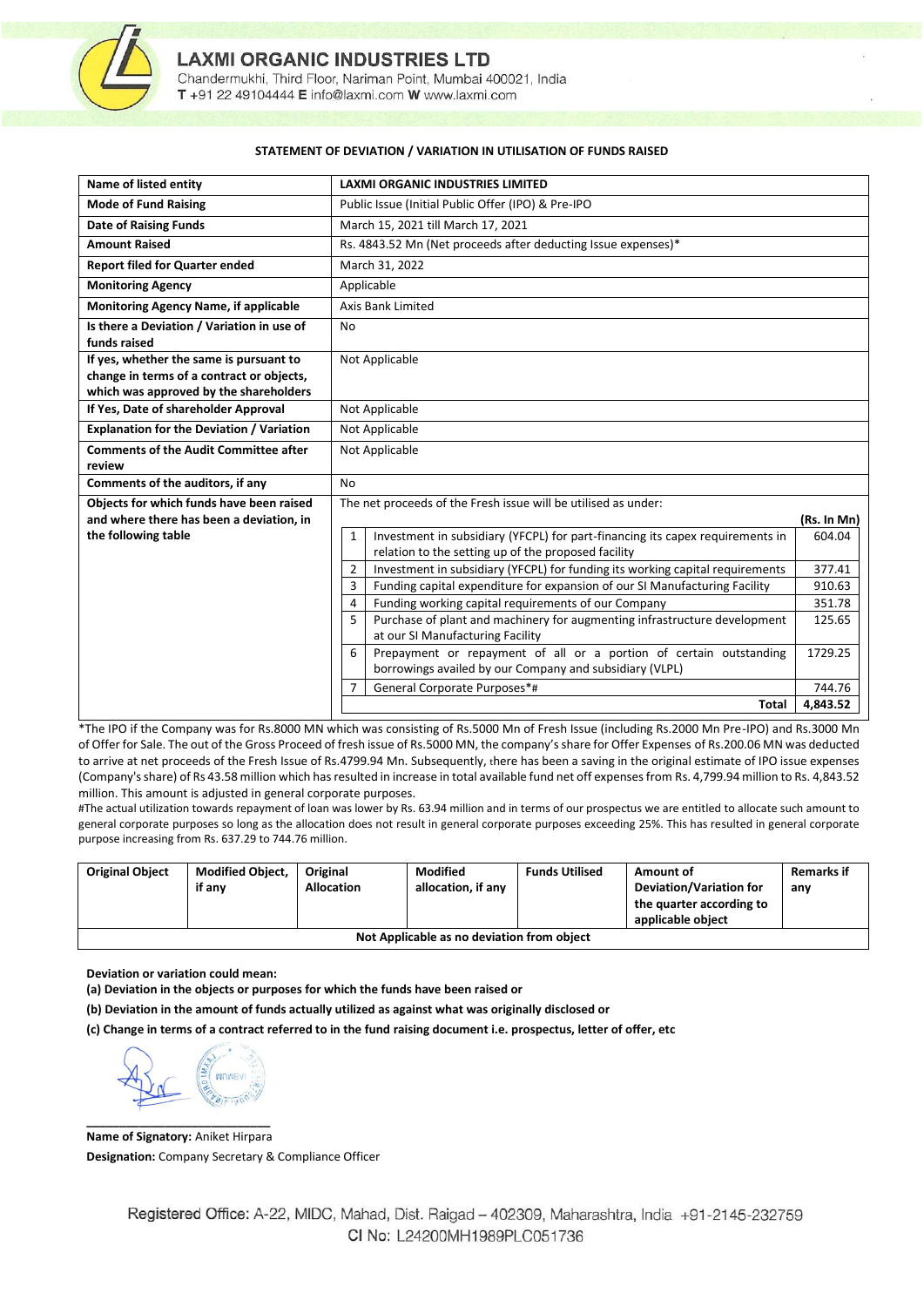# LAXMI ORGANIC INDUSTRIES LTD

Chandermukhi, Third Floor, Nariman Point, Mumbai 400021, India
T +91 22 49104444 E info@laxmi.com W www.laxmi.com

## STATEMENT OF DEVIATION / VARIATION IN UTILISATION OF FUNDS RAISED

| | |
|---|---|
| **Name of listed entity** | **LAXMI ORGANIC INDUSTRIES LIMITED** |
| **Mode of Fund Raising** | Public Issue (Initial Public Offer (IPO) & Pre-IPO |
| **Date of Raising Funds** | March 15, 2021 till March 17, 2021 |
| **Amount Raised** | Rs. 4843.52 Mn (Net proceeds after deducting Issue expenses)* |
| **Report filed for Quarter ended** | March 31, 2022 |
| **Monitoring Agency** | Applicable |
| **Monitoring Agency Name, if applicable** | Axis Bank Limited |
| **Is there a Deviation / Variation in use of funds raised** | No |
| **If yes, whether the same is pursuant to change in terms of a contract or objects, which was approved by the shareholders** | Not Applicable |
| **If Yes, Date of shareholder Approval** | Not Applicable |
| **Explanation for the Deviation / Variation** | Not Applicable |
| **Comments of the Audit Committee after review** | Not Applicable |
| **Comments of the auditors, if any** | No |
| **Objects for which funds have been raised and where there has been a deviation, in the following table** | The net proceeds of the Fresh issue will be utilised as under: |

**(Rs. In Mn)**

| | | |
|---|---|---|
| 1 | Investment in subsidiary (YFCPL) for part-financing its capex requirements in relation to the setting up of the proposed facility | 604.04 |
| 2 | Investment in subsidiary (YFCPL) for funding its working capital requirements | 377.41 |
| 3 | Funding capital expenditure for expansion of our SI Manufacturing Facility | 910.63 |
| 4 | Funding working capital requirements of our Company | 351.78 |
| 5 | Purchase of plant and machinery for augmenting infrastructure development at our SI Manufacturing Facility | 125.65 |
| 6 | Prepayment or repayment of all or a portion of certain outstanding borrowings availed by our Company and subsidiary (VLPL) | 1729.25 |
| 7 | General Corporate Purposes*# | 744.76 |
| | **Total** | **4,843.52** |

*The IPO if the Company was for Rs.8000 MN which was consisting of Rs.5000 Mn of Fresh Issue (including Rs.2000 Mn Pre-IPO) and Rs.3000 Mn of Offer for Sale. The out of the Gross Proceed of fresh issue of Rs.5000 MN, the company's share for Offer Expenses of Rs.200.06 MN was deducted to arrive at net proceeds of the Fresh Issue of Rs.4799.94 Mn. Subsequently, there has been a saving in the original estimate of IPO issue expenses (Company's share) of Rs 43.58 million which has resulted in increase in total available fund net off expenses from Rs. 4,799.94 million to Rs. 4,843.52 million. This amount is adjusted in general corporate purposes.

#The actual utilization towards repayment of loan was lower by Rs. 63.94 million and in terms of our prospectus we are entitled to allocate such amount to general corporate purposes so long as the allocation does not result in general corporate purposes exceeding 25%. This has resulted in general corporate purpose increasing from Rs. 637.29 to 744.76 million.

| Original Object | Modified Object, if any | Original Allocation | Modified allocation, if any | Funds Utilised | Amount of Deviation/Variation for the quarter according to applicable object | Remarks if any |
|---|---|---|---|---|---|---|
| **Not Applicable as no deviation from object** | | | | | | |

**Deviation or variation could mean:**

**(a) Deviation in the objects or purposes for which the funds have been raised or**

**(b) Deviation in the amount of funds actually utilized as against what was originally disclosed or**

**(c) Change in terms of a contract referred to in the fund raising document i.e. prospectus, letter of offer, etc**

**Name of Signatory:** Aniket Hirpara

**Designation:** Company Secretary & Compliance Officer

Registered Office: A-22, MIDC, Mahad, Dist. Raigad – 402309, Maharashtra, India +91-2145-232759
CI No: L24200MH1989PLC051736